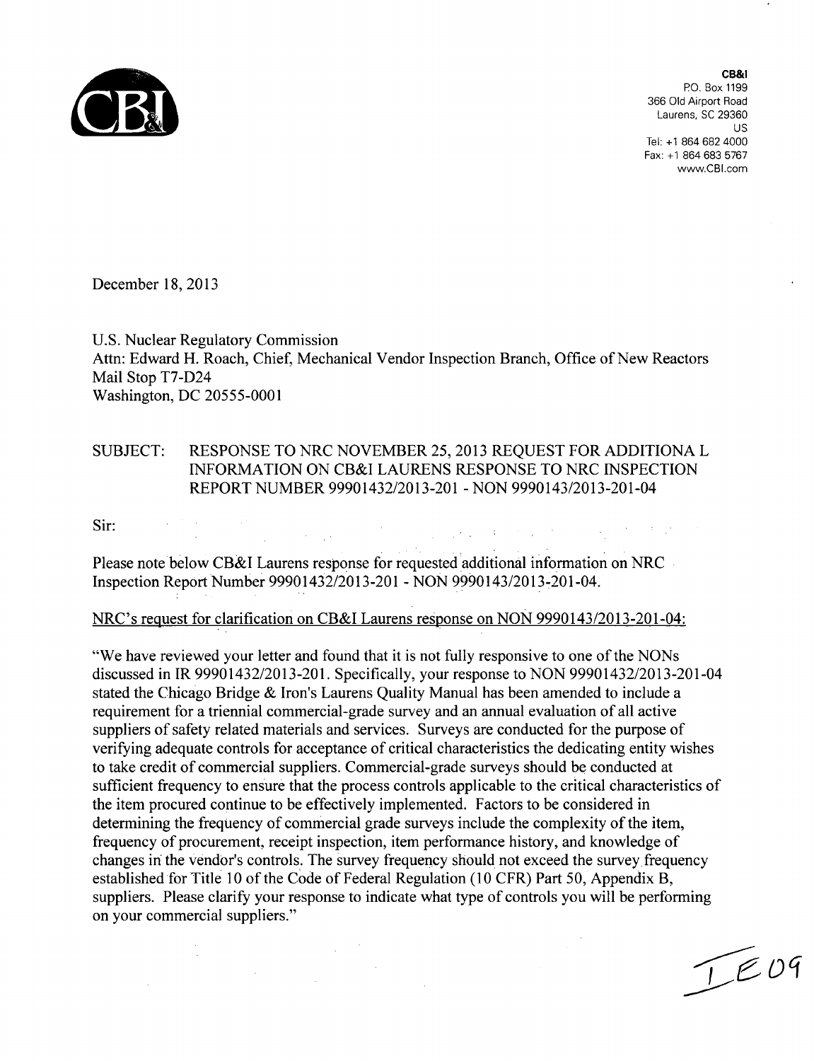**CB&I**
P.O. Box 1199
366 Old Airport Road
Laurens, SC 29360
US
Tel: +1 864 682 4000
Fax: +1 864 683 5767
www.CBI.com

December 18, 2013

U.S. Nuclear Regulatory Commission
Attn: Edward H. Roach, Chief, Mechanical Vendor Inspection Branch, Office of New Reactors
Mail Stop T7-D24
Washington, DC 20555-0001

SUBJECT: RESPONSE TO NRC NOVEMBER 25, 2013 REQUEST FOR ADDITIONA L INFORMATION ON CB&I LAURENS RESPONSE TO NRC INSPECTION REPORT NUMBER 99901432/2013-201 - NON 9990143/2013-201-04

Sir:

Please note below CB&I Laurens response for requested additional information on NRC Inspection Report Number 99901432/2013-201 - NON 9990143/2013-201-04.

NRC's request for clarification on CB&I Laurens response on NON 9990143/2013-201-04:

"We have reviewed your letter and found that it is not fully responsive to one of the NONs discussed in IR 99901432/2013-201. Specifically, your response to NON 99901432/2013-201-04 stated the Chicago Bridge & Iron's Laurens Quality Manual has been amended to include a requirement for a triennial commercial-grade survey and an annual evaluation of all active suppliers of safety related materials and services. Surveys are conducted for the purpose of verifying adequate controls for acceptance of critical characteristics the dedicating entity wishes to take credit of commercial suppliers. Commercial-grade surveys should be conducted at sufficient frequency to ensure that the process controls applicable to the critical characteristics of the item procured continue to be effectively implemented. Factors to be considered in determining the frequency of commercial grade surveys include the complexity of the item, frequency of procurement, receipt inspection, item performance history, and knowledge of changes in the vendor's controls. The survey frequency should not exceed the survey frequency established for Title 10 of the Code of Federal Regulation (10 CFR) Part 50, Appendix B, suppliers. Please clarify your response to indicate what type of controls you will be performing on your commercial suppliers."

IE09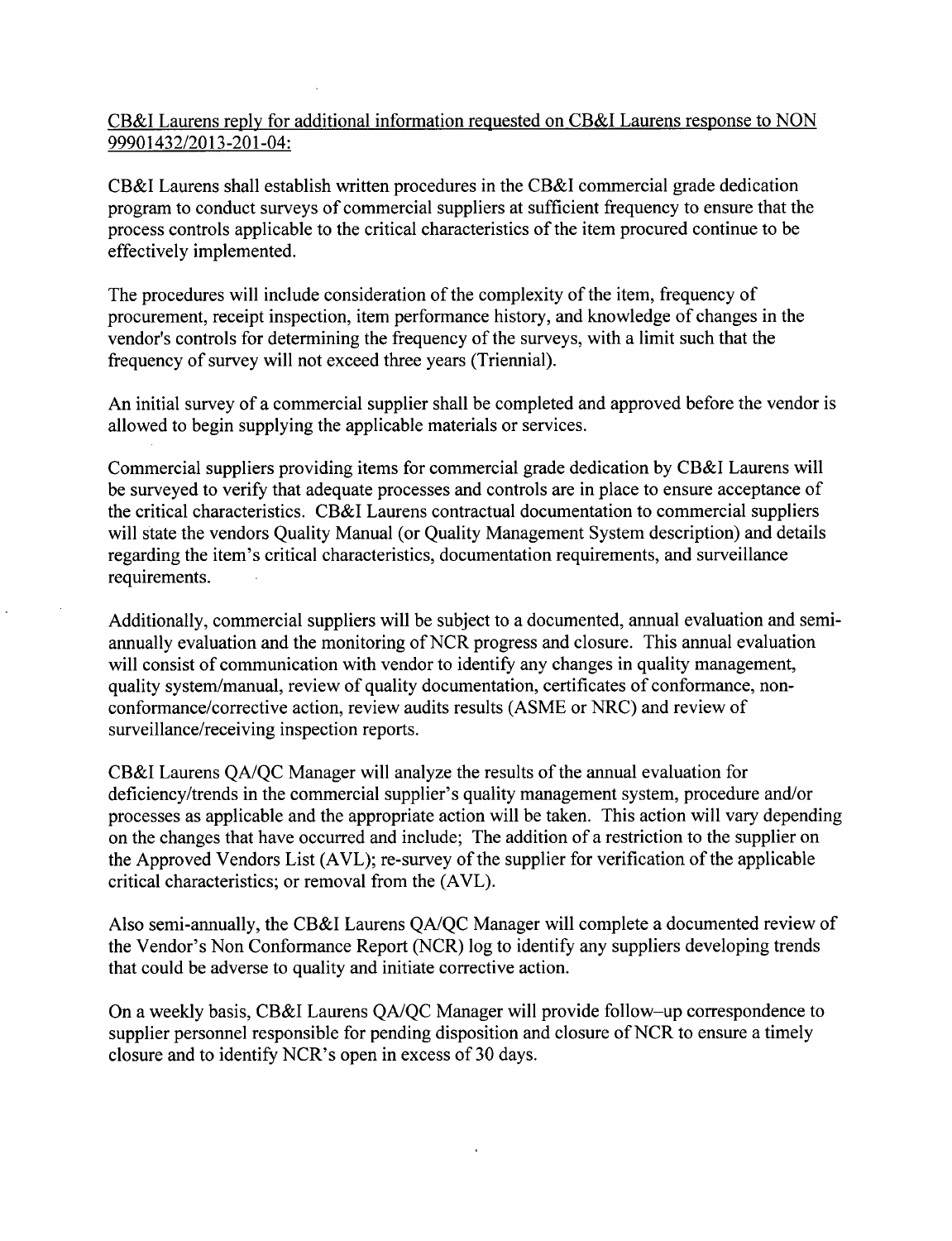CB&I Laurens reply for additional information requested on CB&I Laurens response to NON 99901432/2013-201-04:

CB&I Laurens shall establish written procedures in the CB&I commercial grade dedication program to conduct surveys of commercial suppliers at sufficient frequency to ensure that the process controls applicable to the critical characteristics of the item procured continue to be effectively implemented.

The procedures will include consideration of the complexity of the item, frequency of procurement, receipt inspection, item performance history, and knowledge of changes in the vendor's controls for determining the frequency of the surveys, with a limit such that the frequency of survey will not exceed three years (Triennial).

An initial survey of a commercial supplier shall be completed and approved before the vendor is allowed to begin supplying the applicable materials or services.

Commercial suppliers providing items for commercial grade dedication by CB&I Laurens will be surveyed to verify that adequate processes and controls are in place to ensure acceptance of the critical characteristics. CB&I Laurens contractual documentation to commercial suppliers will state the vendors Quality Manual (or Quality Management System description) and details regarding the item's critical characteristics, documentation requirements, and surveillance requirements.

Additionally, commercial suppliers will be subject to a documented, annual evaluation and semi-annually evaluation and the monitoring of NCR progress and closure. This annual evaluation will consist of communication with vendor to identify any changes in quality management, quality system/manual, review of quality documentation, certificates of conformance, non-conformance/corrective action, review audits results (ASME or NRC) and review of surveillance/receiving inspection reports.

CB&I Laurens QA/QC Manager will analyze the results of the annual evaluation for deficiency/trends in the commercial supplier's quality management system, procedure and/or processes as applicable and the appropriate action will be taken. This action will vary depending on the changes that have occurred and include; The addition of a restriction to the supplier on the Approved Vendors List (AVL); re-survey of the supplier for verification of the applicable critical characteristics; or removal from the (AVL).

Also semi-annually, the CB&I Laurens QA/QC Manager will complete a documented review of the Vendor's Non Conformance Report (NCR) log to identify any suppliers developing trends that could be adverse to quality and initiate corrective action.

On a weekly basis, CB&I Laurens QA/QC Manager will provide follow–up correspondence to supplier personnel responsible for pending disposition and closure of NCR to ensure a timely closure and to identify NCR's open in excess of 30 days.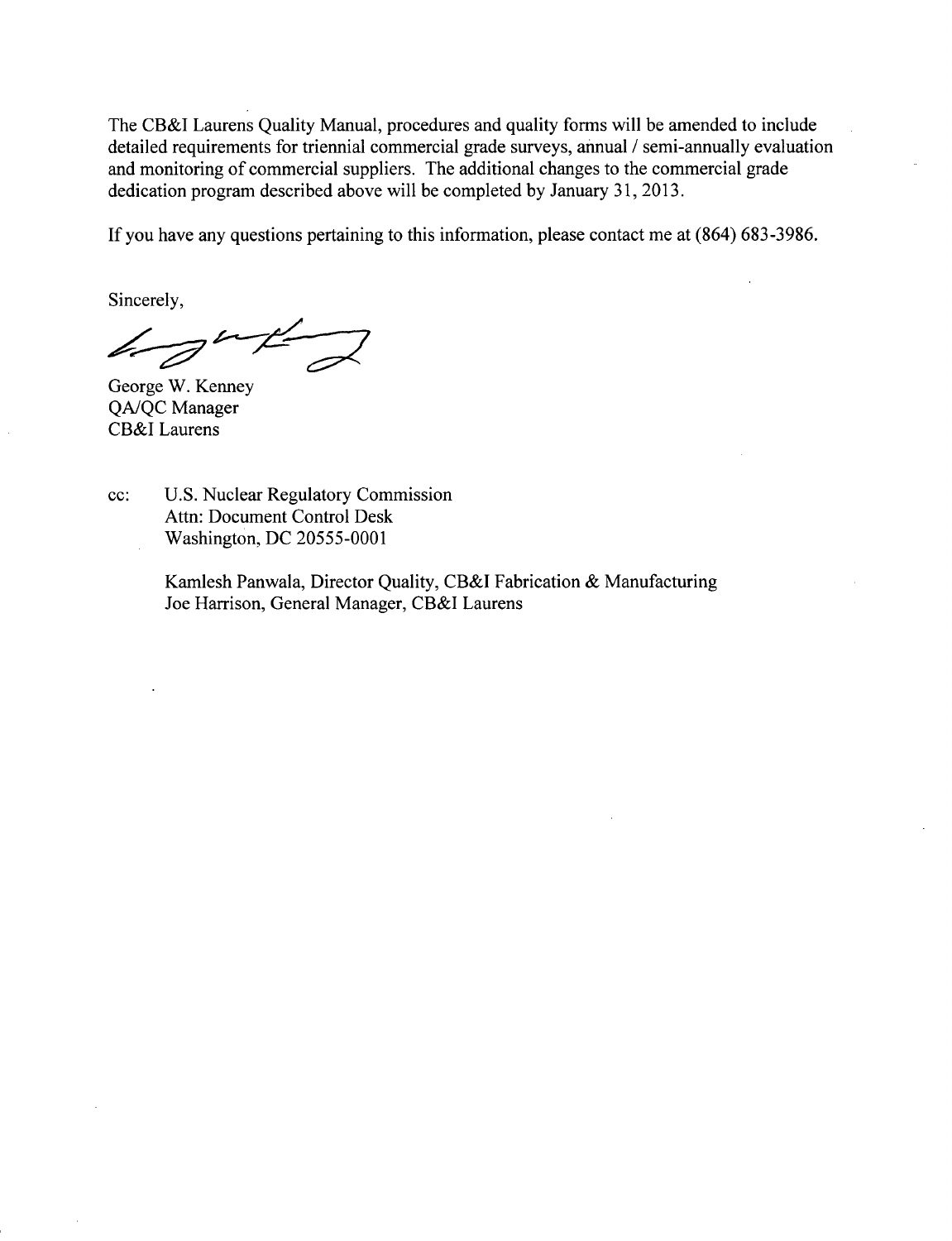The CB&I Laurens Quality Manual, procedures and quality forms will be amended to include detailed requirements for triennial commercial grade surveys, annual / semi-annually evaluation and monitoring of commercial suppliers. The additional changes to the commercial grade dedication program described above will be completed by January 31, 2013.

If you have any questions pertaining to this information, please contact me at (864) 683-3986.

Sincerely,

George W. Kenney
QA/QC Manager
CB&I Laurens

cc: U.S. Nuclear Regulatory Commission
Attn: Document Control Desk
Washington, DC 20555-0001

Kamlesh Panwala, Director Quality, CB&I Fabrication & Manufacturing
Joe Harrison, General Manager, CB&I Laurens